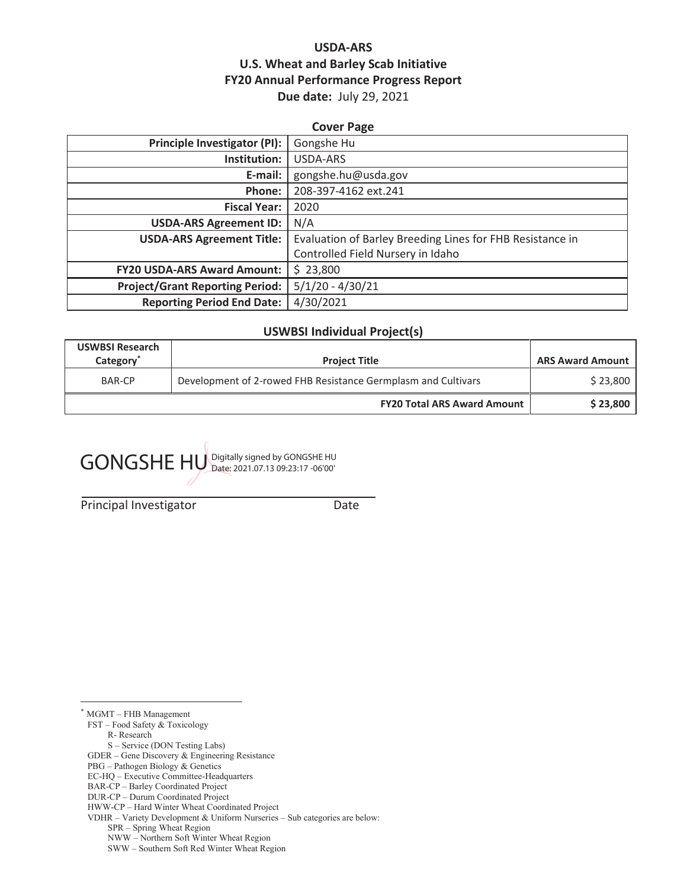**USDA-ARS**
**U.S. Wheat and Barley Scab Initiative**
**FY20 Annual Performance Progress Report**
**Due date:** July 29, 2021

**Cover Page**

| | |
|---|---|
| **Principle Investigator (PI):** | Gongshe Hu |
| **Institution:** | USDA-ARS |
| **E-mail:** | gongshe.hu@usda.gov |
| **Phone:** | 208-397-4162 ext.241 |
| **Fiscal Year:** | 2020 |
| **USDA-ARS Agreement ID:** | N/A |
| **USDA-ARS Agreement Title:** | Evaluation of Barley Breeding Lines for FHB Resistance in Controlled Field Nursery in Idaho |
| **FY20 USDA-ARS Award Amount:** | $ 23,800 |
| **Project/Grant Reporting Period:** | 5/1/20 - 4/30/21 |
| **Reporting Period End Date:** | 4/30/2021 |

**USWBSI Individual Project(s)**

| USWBSI Research Category* | Project Title | ARS Award Amount |
|---|---|---|
| BAR-CP | Development of 2-rowed FHB Resistance Germplasm and Cultivars | $ 23,800 |
| | **FY20 Total ARS Award Amount** | **$ 23,800** |

GONGSHE HU Digitally signed by GONGSHE HU Date: 2021.07.13 09:23:17 -06'00'

Principal Investigator Date

\* MGMT – FHB Management
FST – Food Safety & Toxicology
R- Research
S – Service (DON Testing Labs)
GDER – Gene Discovery & Engineering Resistance
PBG – Pathogen Biology & Genetics
EC-HQ – Executive Committee-Headquarters
BAR-CP – Barley Coordinated Project
DUR-CP – Durum Coordinated Project
HWW-CP – Hard Winter Wheat Coordinated Project
VDHR – Variety Development & Uniform Nurseries – Sub categories are below:
SPR – Spring Wheat Region
NWW – Northern Soft Winter Wheat Region
SWW – Southern Soft Red Winter Wheat Region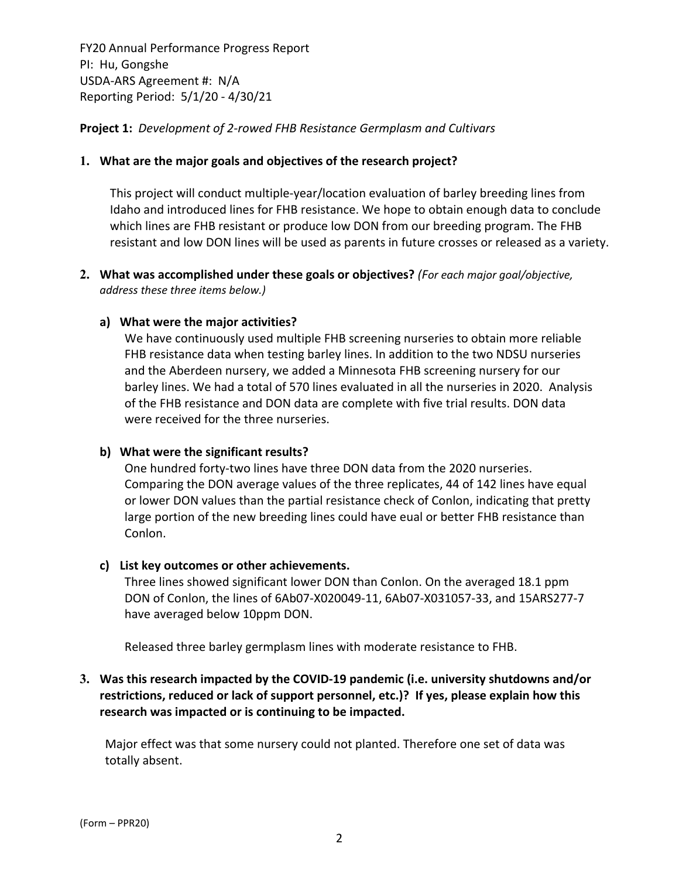FY20 Annual Performance Progress Report
PI: Hu, Gongshe
USDA-ARS Agreement #: N/A
Reporting Period: 5/1/20 - 4/30/21

**Project 1:** *Development of 2-rowed FHB Resistance Germplasm and Cultivars*

**1. What are the major goals and objectives of the research project?**

This project will conduct multiple-year/location evaluation of barley breeding lines from Idaho and introduced lines for FHB resistance. We hope to obtain enough data to conclude which lines are FHB resistant or produce low DON from our breeding program. The FHB resistant and low DON lines will be used as parents in future crosses or released as a variety.

**2. What was accomplished under these goals or objectives?** *(For each major goal/objective, address these three items below.)*

**a) What were the major activities?**

We have continuously used multiple FHB screening nurseries to obtain more reliable FHB resistance data when testing barley lines. In addition to the two NDSU nurseries and the Aberdeen nursery, we added a Minnesota FHB screening nursery for our barley lines. We had a total of 570 lines evaluated in all the nurseries in 2020. Analysis of the FHB resistance and DON data are complete with five trial results. DON data were received for the three nurseries.

**b) What were the significant results?**

One hundred forty-two lines have three DON data from the 2020 nurseries. Comparing the DON average values of the three replicates, 44 of 142 lines have equal or lower DON values than the partial resistance check of Conlon, indicating that pretty large portion of the new breeding lines could have eual or better FHB resistance than Conlon.

**c) List key outcomes or other achievements.**

Three lines showed significant lower DON than Conlon. On the averaged 18.1 ppm DON of Conlon, the lines of 6Ab07-X020049-11, 6Ab07-X031057-33, and 15ARS277-7 have averaged below 10ppm DON.

Released three barley germplasm lines with moderate resistance to FHB.

**3. Was this research impacted by the COVID-19 pandemic (i.e. university shutdowns and/or restrictions, reduced or lack of support personnel, etc.)? If yes, please explain how this research was impacted or is continuing to be impacted.**

Major effect was that some nursery could not planted. Therefore one set of data was totally absent.

(Form – PPR20)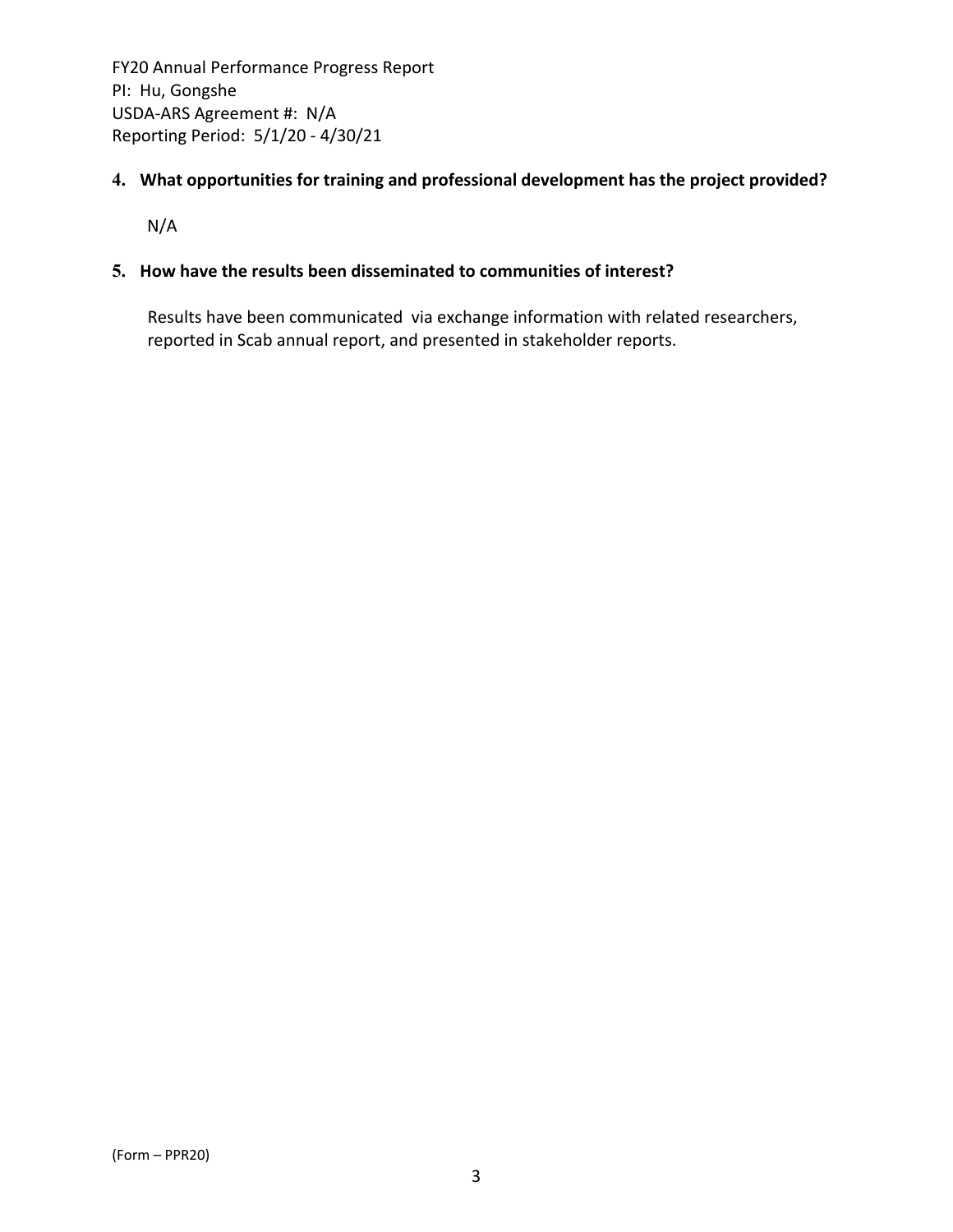**4. What opportunities for training and professional development has the project provided?**

N/A

**5. How have the results been disseminated to communities of interest?**

Results have been communicated via exchange information with related researchers, reported in Scab annual report, and presented in stakeholder reports.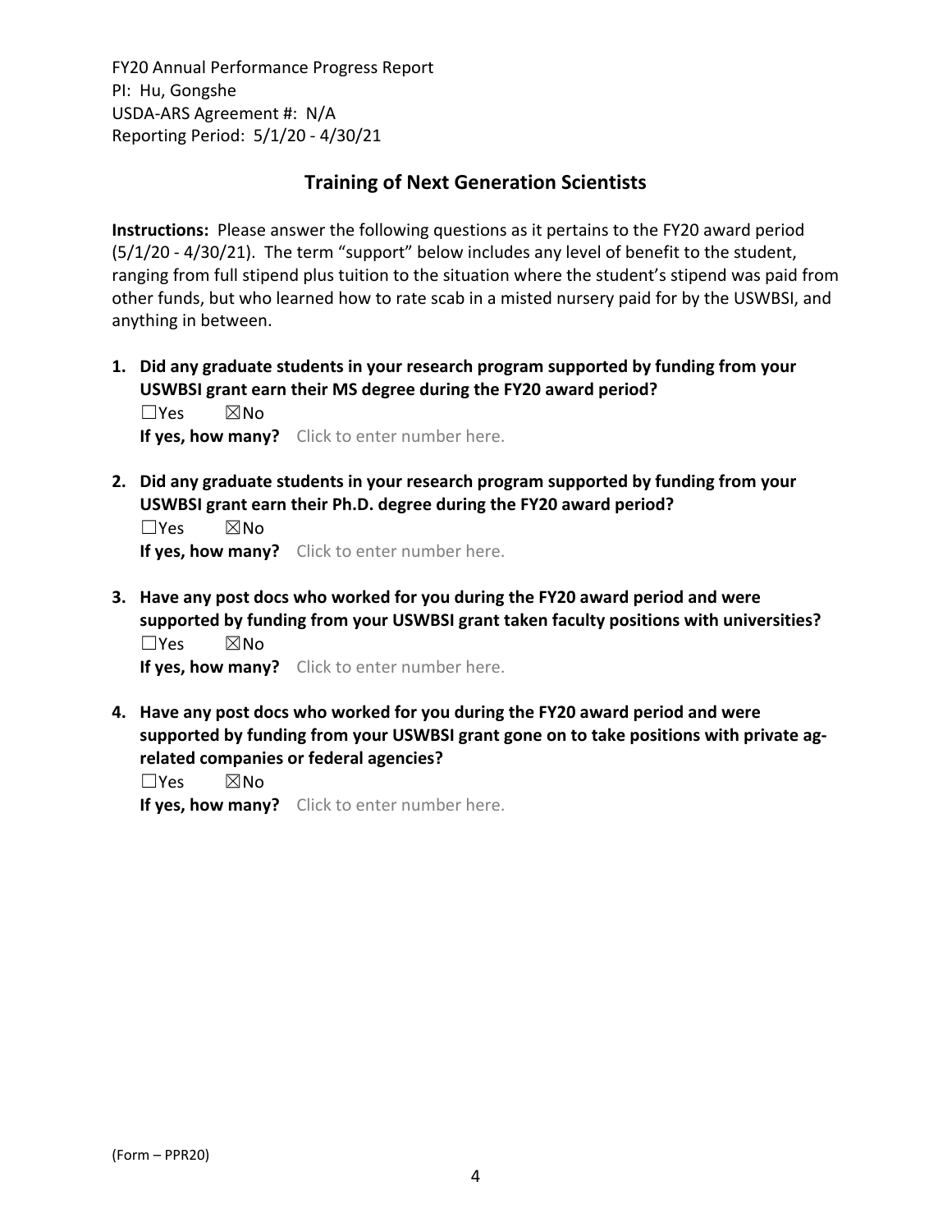## Training of Next Generation Scientists

**Instructions:** Please answer the following questions as it pertains to the FY20 award period (5/1/20 - 4/30/21). The term "support" below includes any level of benefit to the student, ranging from full stipend plus tuition to the situation where the student's stipend was paid from other funds, but who learned how to rate scab in a misted nursery paid for by the USWBSI, and anything in between.

1. **Did any graduate students in your research program supported by funding from your USWBSI grant earn their MS degree during the FY20 award period?**
   ☐Yes ☒No
   **If yes, how many?** Click to enter number here.

2. **Did any graduate students in your research program supported by funding from your USWBSI grant earn their Ph.D. degree during the FY20 award period?**
   ☐Yes ☒No
   **If yes, how many?** Click to enter number here.

3. **Have any post docs who worked for you during the FY20 award period and were supported by funding from your USWBSI grant taken faculty positions with universities?**
   ☐Yes ☒No
   **If yes, how many?** Click to enter number here.

4. **Have any post docs who worked for you during the FY20 award period and were supported by funding from your USWBSI grant gone on to take positions with private ag-related companies or federal agencies?**
   ☐Yes ☒No
   **If yes, how many?** Click to enter number here.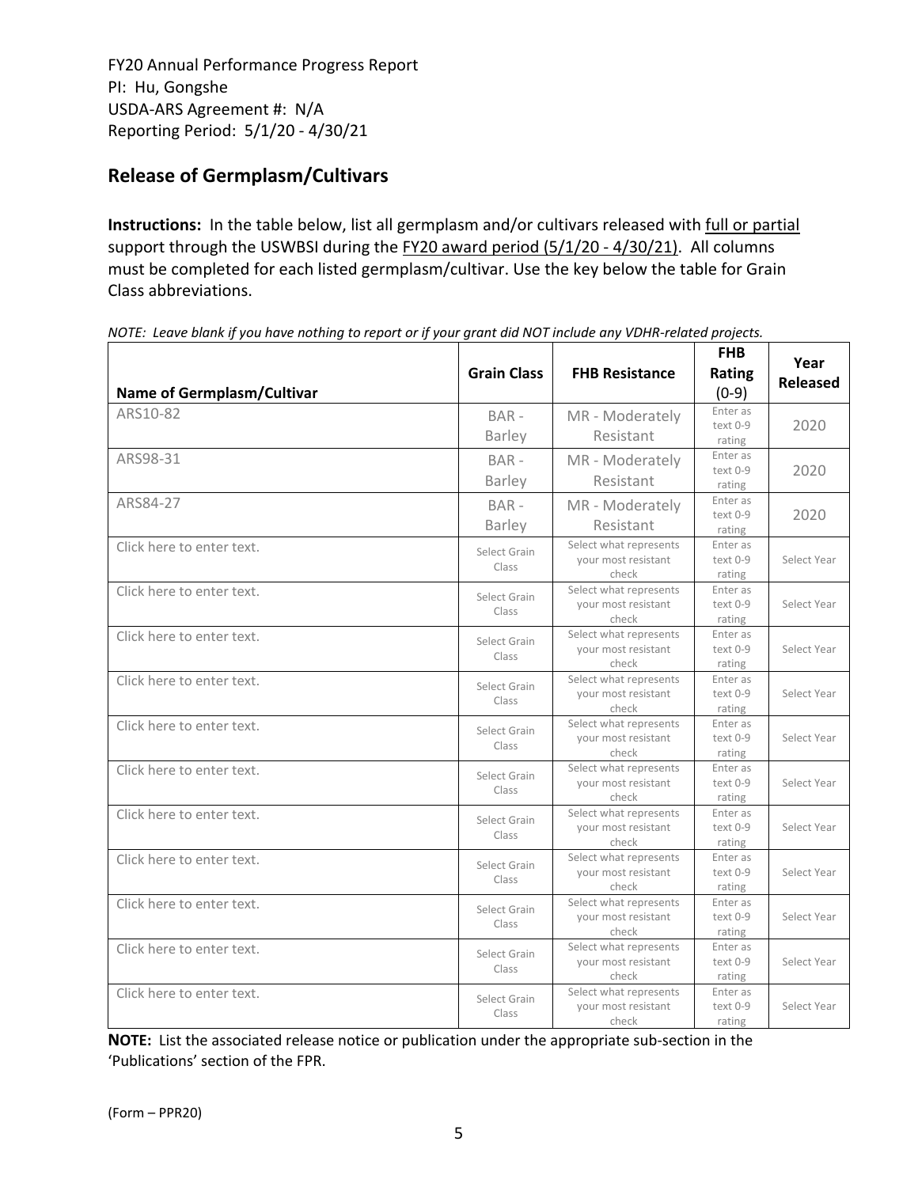FY20 Annual Performance Progress Report
PI: Hu, Gongshe
USDA-ARS Agreement #: N/A
Reporting Period: 5/1/20 - 4/30/21

## Release of Germplasm/Cultivars

**Instructions:** In the table below, list all germplasm and/or cultivars released with full or partial support through the USWBSI during the FY20 award period (5/1/20 - 4/30/21). All columns must be completed for each listed germplasm/cultivar. Use the key below the table for Grain Class abbreviations.

*NOTE: Leave blank if you have nothing to report or if your grant did NOT include any VDHR-related projects.*

| Name of Germplasm/Cultivar | Grain Class | FHB Resistance | FHB Rating (0-9) | Year Released |
|---|---|---|---|---|
| ARS10-82 | BAR - Barley | MR - Moderately Resistant | Enter as text 0-9 rating | 2020 |
| ARS98-31 | BAR - Barley | MR - Moderately Resistant | Enter as text 0-9 rating | 2020 |
| ARS84-27 | BAR - Barley | MR - Moderately Resistant | Enter as text 0-9 rating | 2020 |
| Click here to enter text. | Select Grain Class | Select what represents your most resistant check | Enter as text 0-9 rating | Select Year |
| Click here to enter text. | Select Grain Class | Select what represents your most resistant check | Enter as text 0-9 rating | Select Year |
| Click here to enter text. | Select Grain Class | Select what represents your most resistant check | Enter as text 0-9 rating | Select Year |
| Click here to enter text. | Select Grain Class | Select what represents your most resistant check | Enter as text 0-9 rating | Select Year |
| Click here to enter text. | Select Grain Class | Select what represents your most resistant check | Enter as text 0-9 rating | Select Year |
| Click here to enter text. | Select Grain Class | Select what represents your most resistant check | Enter as text 0-9 rating | Select Year |
| Click here to enter text. | Select Grain Class | Select what represents your most resistant check | Enter as text 0-9 rating | Select Year |
| Click here to enter text. | Select Grain Class | Select what represents your most resistant check | Enter as text 0-9 rating | Select Year |
| Click here to enter text. | Select Grain Class | Select what represents your most resistant check | Enter as text 0-9 rating | Select Year |
| Click here to enter text. | Select Grain Class | Select what represents your most resistant check | Enter as text 0-9 rating | Select Year |
| Click here to enter text. | Select Grain Class | Select what represents your most resistant check | Enter as text 0-9 rating | Select Year |

**NOTE:** List the associated release notice or publication under the appropriate sub-section in the 'Publications' section of the FPR.

(Form – PPR20)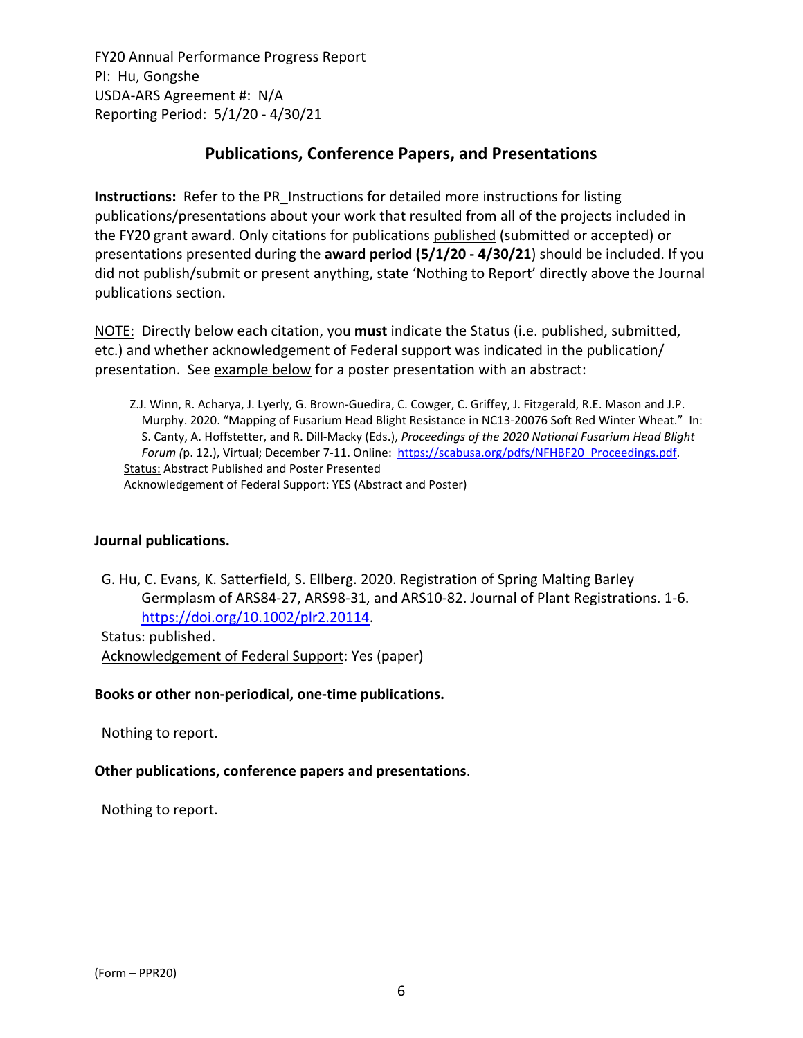FY20 Annual Performance Progress Report
PI: Hu, Gongshe
USDA-ARS Agreement #: N/A
Reporting Period: 5/1/20 - 4/30/21

## Publications, Conference Papers, and Presentations

**Instructions:** Refer to the PR_Instructions for detailed more instructions for listing publications/presentations about your work that resulted from all of the projects included in the FY20 grant award. Only citations for publications published (submitted or accepted) or presentations presented during the **award period (5/1/20 - 4/30/21**) should be included. If you did not publish/submit or present anything, state 'Nothing to Report' directly above the Journal publications section.

NOTE: Directly below each citation, you **must** indicate the Status (i.e. published, submitted, etc.) and whether acknowledgement of Federal support was indicated in the publication/presentation. See example below for a poster presentation with an abstract:

> Z.J. Winn, R. Acharya, J. Lyerly, G. Brown-Guedira, C. Cowger, C. Griffey, J. Fitzgerald, R.E. Mason and J.P. Murphy. 2020. "Mapping of Fusarium Head Blight Resistance in NC13-20076 Soft Red Winter Wheat." In: S. Canty, A. Hoffstetter, and R. Dill-Macky (Eds.), *Proceedings of the 2020 National Fusarium Head Blight Forum (*p. 12.), Virtual; December 7-11. Online: https://scabusa.org/pdfs/NFHBF20_Proceedings.pdf.
> Status: Abstract Published and Poster Presented
> Acknowledgement of Federal Support: YES (Abstract and Poster)

**Journal publications.**

G. Hu, C. Evans, K. Satterfield, S. Ellberg. 2020. Registration of Spring Malting Barley Germplasm of ARS84-27, ARS98-31, and ARS10-82. Journal of Plant Registrations. 1-6. https://doi.org/10.1002/plr2.20114.
Status: published.
Acknowledgement of Federal Support: Yes (paper)

**Books or other non-periodical, one-time publications.**

Nothing to report.

**Other publications, conference papers and presentations.**

Nothing to report.

(Form – PPR20)